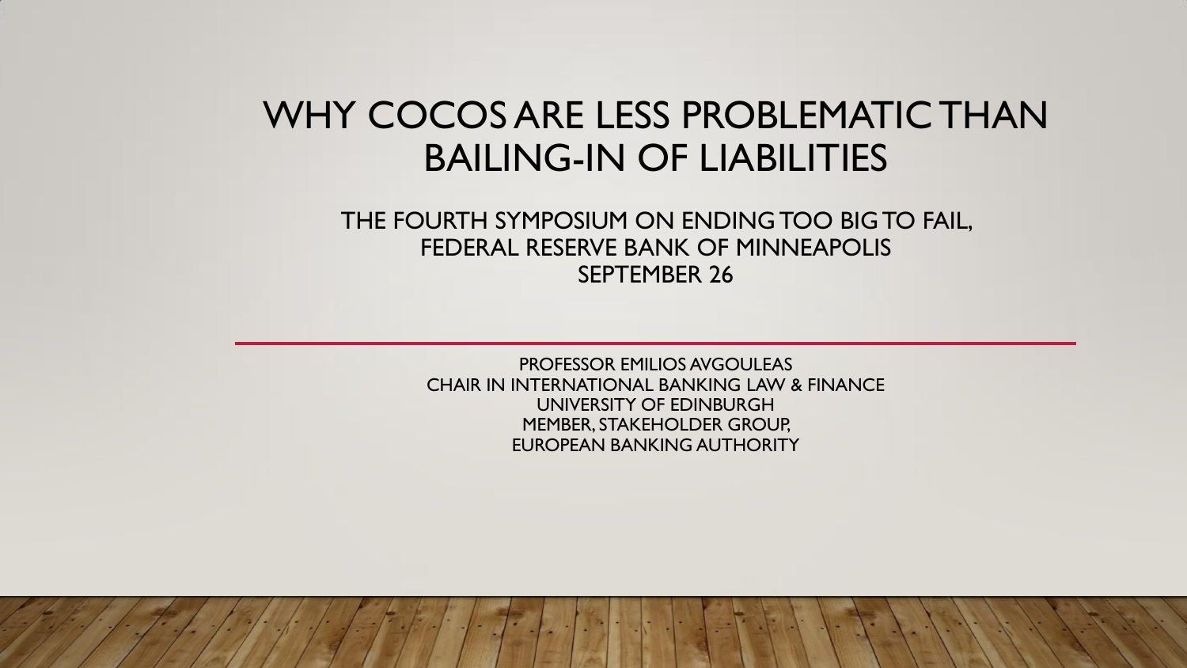# WHY COCOS ARE LESS PROBLEMATIC THAN BAILING-IN OF LIABILITIES

THE FOURTH SYMPOSIUM ON ENDING TOO BIG TO FAIL,
FEDERAL RESERVE BANK OF MINNEAPOLIS
SEPTEMBER 26

---

PROFESSOR EMILIOS AVGOULEAS
CHAIR IN INTERNATIONAL BANKING LAW & FINANCE
UNIVERSITY OF EDINBURGH
MEMBER, STAKEHOLDER GROUP,
EUROPEAN BANKING AUTHORITY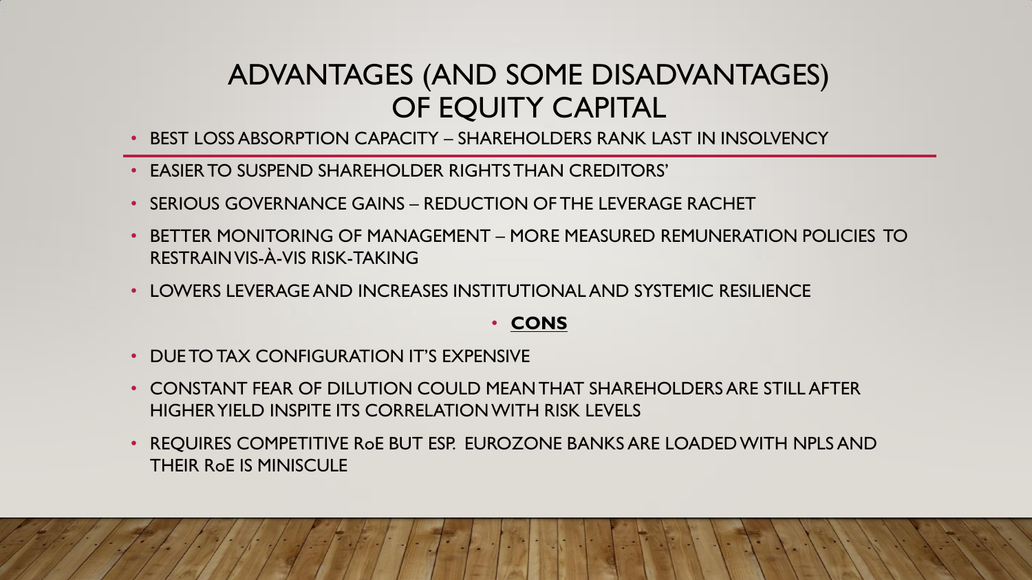# ADVANTAGES (AND SOME DISADVANTAGES) OF EQUITY CAPITAL

- BEST LOSS ABSORPTION CAPACITY – SHAREHOLDERS RANK LAST IN INSOLVENCY
- EASIER TO SUSPEND SHAREHOLDER RIGHTS THAN CREDITORS'
- SERIOUS GOVERNANCE GAINS – REDUCTION OF THE LEVERAGE RACHET
- BETTER MONITORING OF MANAGEMENT – MORE MEASURED REMUNERATION POLICIES TO RESTRAIN VIS-À-VIS RISK-TAKING
- LOWERS LEVERAGE AND INCREASES INSTITUTIONAL AND SYSTEMIC RESILIENCE

- **CONS**

- DUE TO TAX CONFIGURATION IT'S EXPENSIVE
- CONSTANT FEAR OF DILUTION COULD MEAN THAT SHAREHOLDERS ARE STILL AFTER HIGHER YIELD INSPITE ITS CORRELATION WITH RISK LEVELS
- REQUIRES COMPETITIVE RoE BUT ESP. EUROZONE BANKS ARE LOADED WITH NPLS AND THEIR RoE IS MINISCULE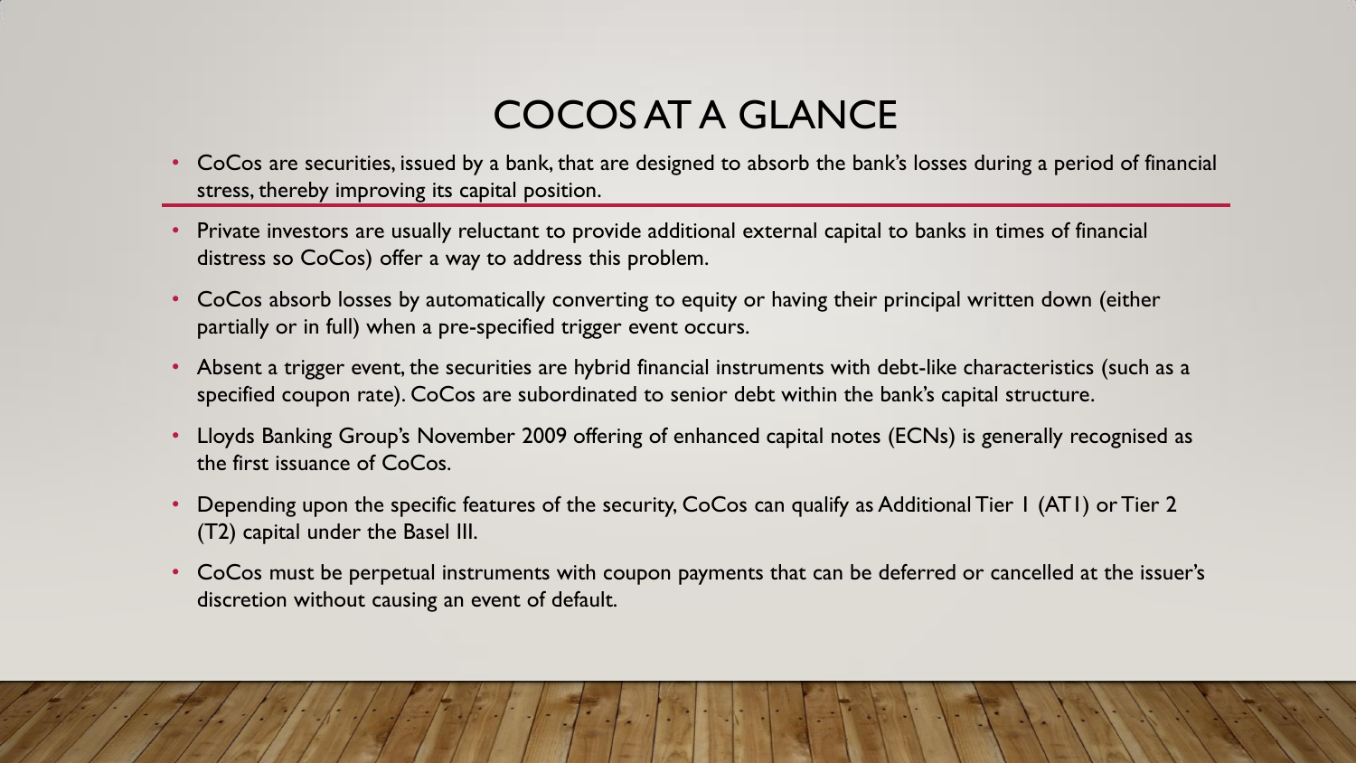# COCOS AT A GLANCE

- CoCos are securities, issued by a bank, that are designed to absorb the bank's losses during a period of financial stress, thereby improving its capital position.
- Private investors are usually reluctant to provide additional external capital to banks in times of financial distress so CoCos) offer a way to address this problem.
- CoCos absorb losses by automatically converting to equity or having their principal written down (either partially or in full) when a pre-specified trigger event occurs.
- Absent a trigger event, the securities are hybrid financial instruments with debt-like characteristics (such as a specified coupon rate). CoCos are subordinated to senior debt within the bank's capital structure.
- Lloyds Banking Group's November 2009 offering of enhanced capital notes (ECNs) is generally recognised as the first issuance of CoCos.
- Depending upon the specific features of the security, CoCos can qualify as Additional Tier 1 (AT1) or Tier 2 (T2) capital under the Basel III.
- CoCos must be perpetual instruments with coupon payments that can be deferred or cancelled at the issuer's discretion without causing an event of default.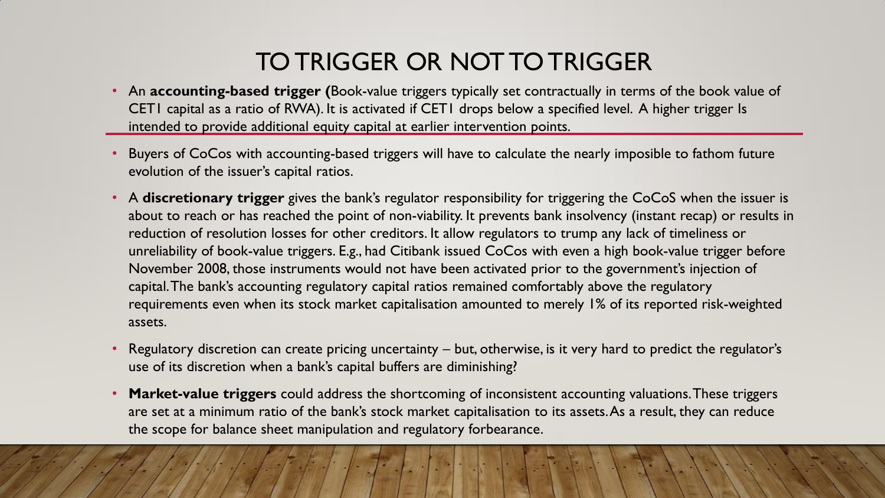# TO TRIGGER OR NOT TO TRIGGER

- An **accounting-based trigger (**Book-value triggers typically set contractually in terms of the book value of CET1 capital as a ratio of RWA). It is activated if CET1 drops below a specified level. A higher trigger Is intended to provide additional equity capital at earlier intervention points.

- Buyers of CoCos with accounting-based triggers will have to calculate the nearly imposible to fathom future evolution of the issuer's capital ratios.
- A **discretionary trigger** gives the bank's regulator responsibility for triggering the CoCoS when the issuer is about to reach or has reached the point of non-viability. It prevents bank insolvency (instant recap) or results in reduction of resolution losses for other creditors. It allow regulators to trump any lack of timeliness or unreliability of book-value triggers. E.g., had Citibank issued CoCos with even a high book-value trigger before November 2008, those instruments would not have been activated prior to the government's injection of capital. The bank's accounting regulatory capital ratios remained comfortably above the regulatory requirements even when its stock market capitalisation amounted to merely 1% of its reported risk-weighted assets.
- Regulatory discretion can create pricing uncertainty – but, otherwise, is it very hard to predict the regulator's use of its discretion when a bank's capital buffers are diminishing?
- **Market-value triggers** could address the shortcoming of inconsistent accounting valuations. These triggers are set at a minimum ratio of the bank's stock market capitalisation to its assets. As a result, they can reduce the scope for balance sheet manipulation and regulatory forbearance.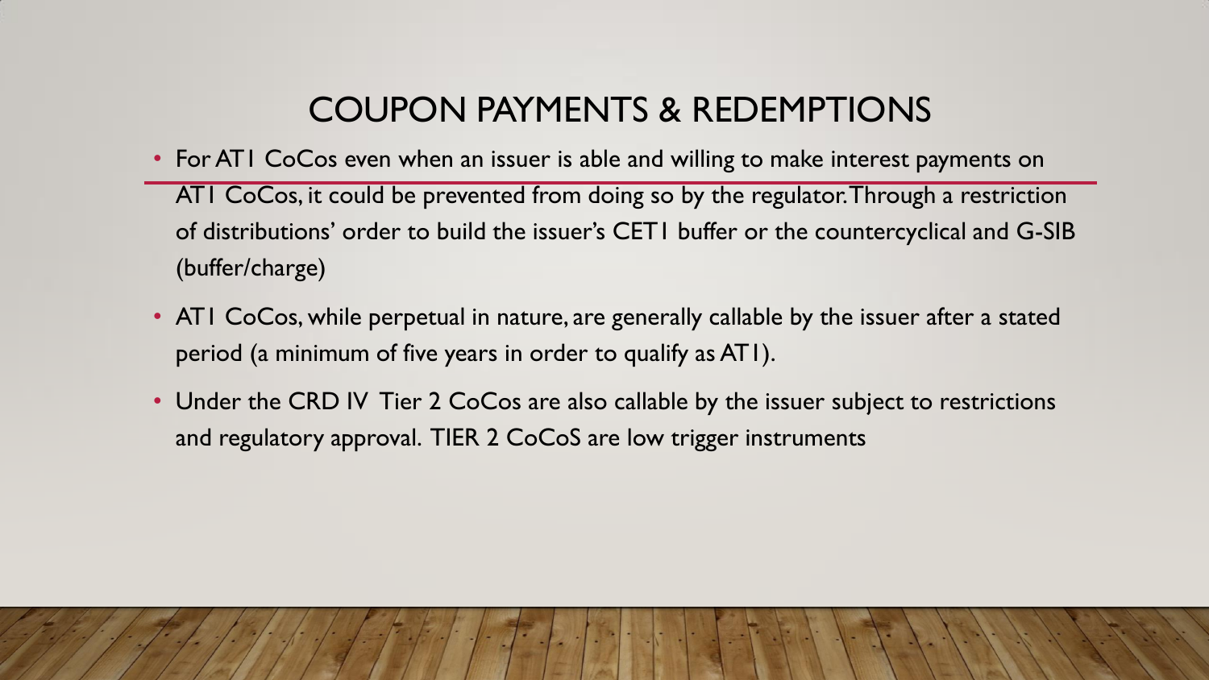# COUPON PAYMENTS & REDEMPTIONS

- For AT1 CoCos even when an issuer is able and willing to make interest payments on AT1 CoCos, it could be prevented from doing so by the regulator. Through a restriction of distributions' order to build the issuer's CET1 buffer or the countercyclical and G-SIB (buffer/charge)
- AT1 CoCos, while perpetual in nature, are generally callable by the issuer after a stated period (a minimum of five years in order to qualify as AT1).
- Under the CRD IV Tier 2 CoCos are also callable by the issuer subject to restrictions and regulatory approval. TIER 2 CoCoS are low trigger instruments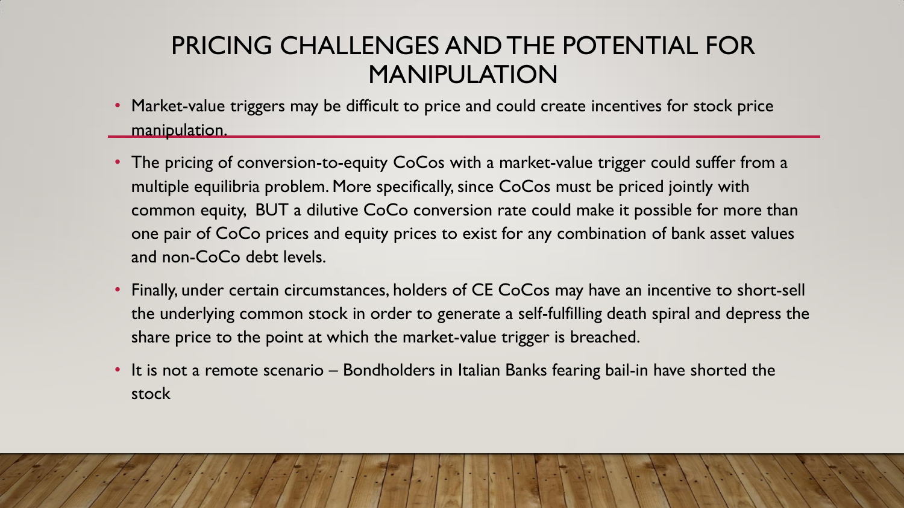# PRICING CHALLENGES AND THE POTENTIAL FOR MANIPULATION

- Market-value triggers may be difficult to price and could create incentives for stock price manipulation.

---

- The pricing of conversion-to-equity CoCos with a market-value trigger could suffer from a multiple equilibria problem. More specifically, since CoCos must be priced jointly with common equity, BUT a dilutive CoCo conversion rate could make it possible for more than one pair of CoCo prices and equity prices to exist for any combination of bank asset values and non-CoCo debt levels.
- Finally, under certain circumstances, holders of CE CoCos may have an incentive to short-sell the underlying common stock in order to generate a self-fulfilling death spiral and depress the share price to the point at which the market-value trigger is breached.
- It is not a remote scenario – Bondholders in Italian Banks fearing bail-in have shorted the stock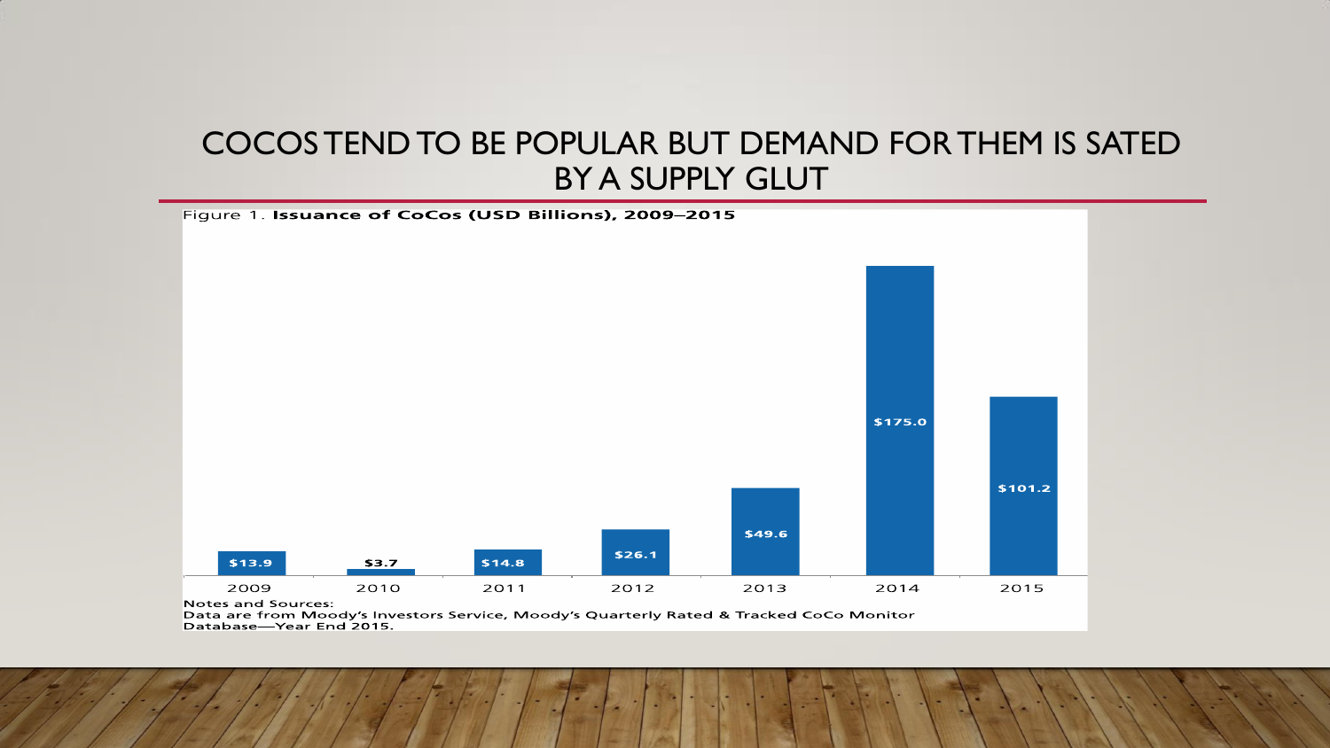# COCOS TEND TO BE POPULAR BUT DEMAND FOR THEM IS SATED BY A SUPPLY GLUT

Figure 1. **Issuance of CoCos (USD Billions), 2009–2015**

| Year | Issuance (USD Billions) |
|---|---|
| 2009 | $13.9 |
| 2010 | $3.7 |
| 2011 | $14.8 |
| 2012 | $26.1 |
| 2013 | $49.6 |
| 2014 | $175.0 |
| 2015 | $101.2 |

Notes and Sources:
Data are from Moody's Investors Service, Moody's Quarterly Rated & Tracked CoCo Monitor Database—Year End 2015.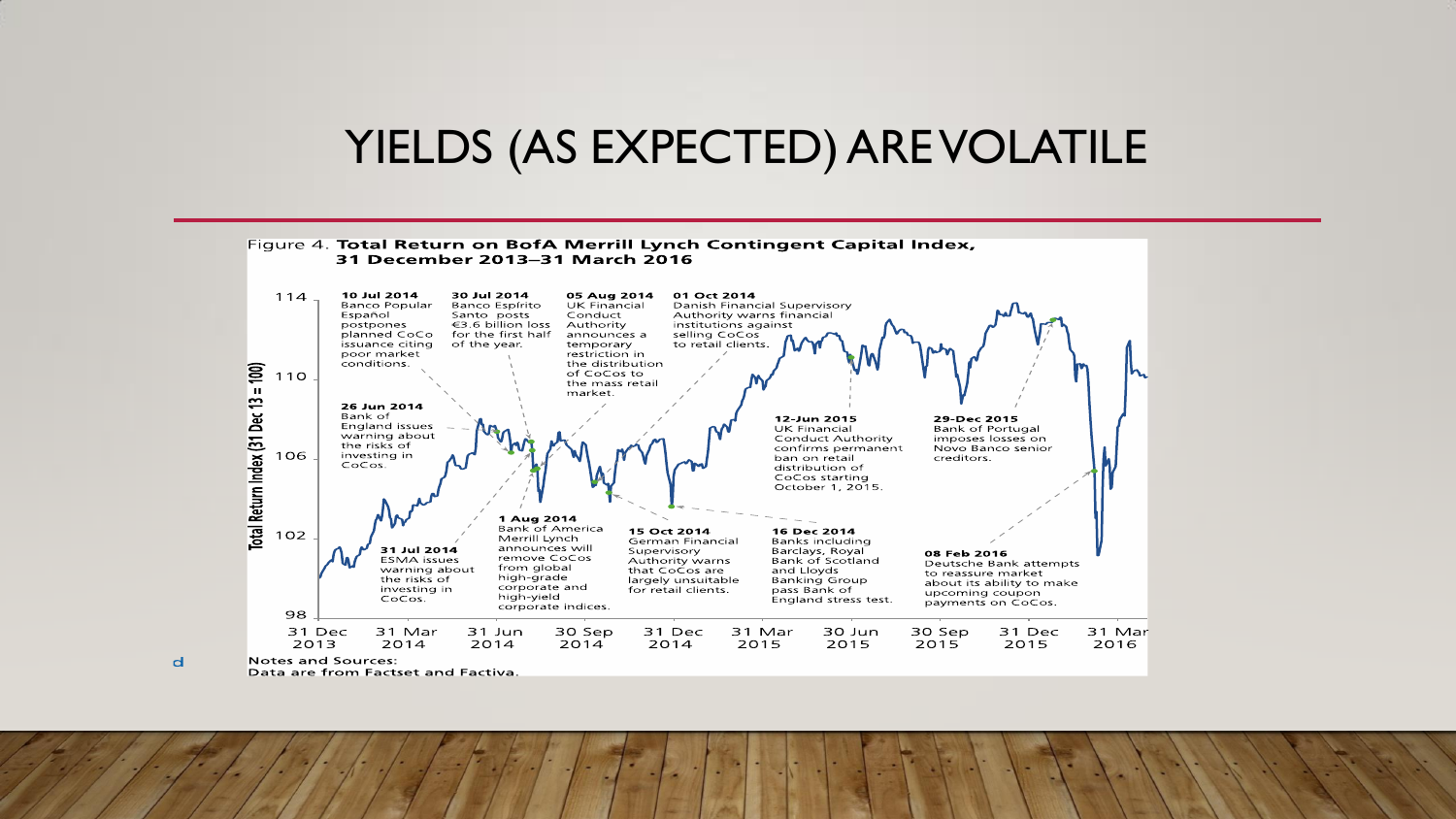# YIELDS (AS EXPECTED) ARE VOLATILE

Figure 4. **Total Return on BofA Merrill Lynch Contingent Capital Index, 31 December 2013–31 March 2016**

**10 Jul 2014** Banco Popular Español postpones planned CoCo issuance citing poor market conditions.

**30 Jul 2014** Banco Espírito Santo posts €3.6 billion loss for the first half of the year.

**05 Aug 2014** UK Financial Conduct Authority announces a temporary restriction in the distribution of CoCos to the mass retail market.

**01 Oct 2014** Danish Financial Supervisory Authority warns financial institutions against selling CoCos to retail clients.

**26 Jun 2014** Bank of England issues warning about the risks of investing in CoCos.

**12-Jun 2015** UK Financial Conduct Authority confirms permanent ban on retail distribution of CoCos starting October 1, 2015.

**29-Dec 2015** Bank of Portugal imposes losses on Novo Banco senior creditors.

**1 Aug 2014** Bank of America Merrill Lynch announces will remove CoCos from global high-grade corporate and high-yield corporate indices.

**31 Jul 2014** ESMA issues warning about the risks of investing in CoCos.

**15 Oct 2014** German Financial Supervisory Authority warns that CoCos are largely unsuitable for retail clients.

**16 Dec 2014** Banks including Barclays, Royal Bank of Scotland and Lloyds Banking Group pass Bank of England stress test.

**08 Feb 2016** Deutsche Bank attempts to reassure market about its ability to make upcoming coupon payments on CoCos.

Notes and Sources:
Data are from Factset and Factiva.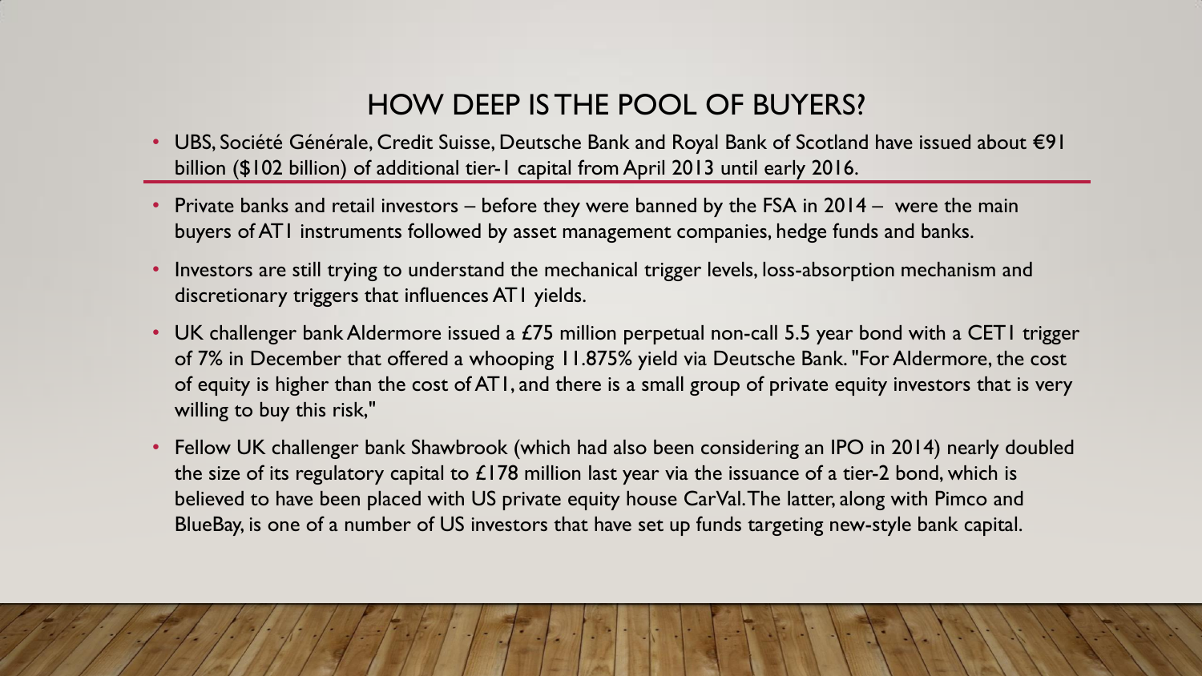## HOW DEEP IS THE POOL OF BUYERS?

- UBS, Société Générale, Credit Suisse, Deutsche Bank and Royal Bank of Scotland have issued about €91 billion ($102 billion) of additional tier-1 capital from April 2013 until early 2016.
- Private banks and retail investors – before they were banned by the FSA in 2014 – were the main buyers of AT1 instruments followed by asset management companies, hedge funds and banks.
- Investors are still trying to understand the mechanical trigger levels, loss-absorption mechanism and discretionary triggers that influences AT1 yields.
- UK challenger bank Aldermore issued a £75 million perpetual non-call 5.5 year bond with a CET1 trigger of 7% in December that offered a whooping 11.875% yield via Deutsche Bank. "For Aldermore, the cost of equity is higher than the cost of AT1, and there is a small group of private equity investors that is very willing to buy this risk,"
- Fellow UK challenger bank Shawbrook (which had also been considering an IPO in 2014) nearly doubled the size of its regulatory capital to £178 million last year via the issuance of a tier-2 bond, which is believed to have been placed with US private equity house CarVal. The latter, along with Pimco and BlueBay, is one of a number of US investors that have set up funds targeting new-style bank capital.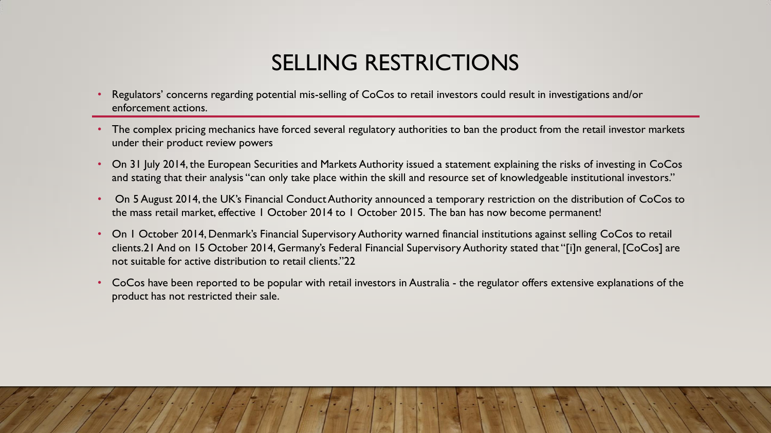# SELLING RESTRICTIONS

- Regulators' concerns regarding potential mis-selling of CoCos to retail investors could result in investigations and/or enforcement actions.
- The complex pricing mechanics have forced several regulatory authorities to ban the product from the retail investor markets under their product review powers
- On 31 July 2014, the European Securities and Markets Authority issued a statement explaining the risks of investing in CoCos and stating that their analysis "can only take place within the skill and resource set of knowledgeable institutional investors."
- On 5 August 2014, the UK's Financial Conduct Authority announced a temporary restriction on the distribution of CoCos to the mass retail market, effective 1 October 2014 to 1 October 2015. The ban has now become permanent!
- On 1 October 2014, Denmark's Financial Supervisory Authority warned financial institutions against selling CoCos to retail clients.21 And on 15 October 2014, Germany's Federal Financial Supervisory Authority stated that "[i]n general, [CoCos] are not suitable for active distribution to retail clients."22
- CoCos have been reported to be popular with retail investors in Australia - the regulator offers extensive explanations of the product has not restricted their sale.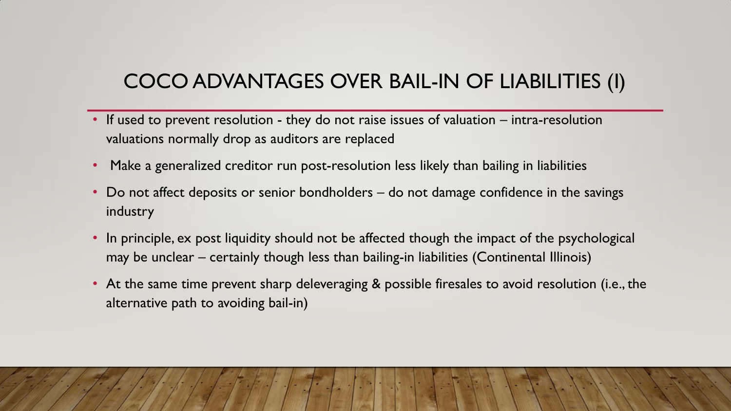# COCO ADVANTAGES OVER BAIL-IN OF LIABILITIES (I)

- If used to prevent resolution - they do not raise issues of valuation – intra-resolution valuations normally drop as auditors are replaced
- Make a generalized creditor run post-resolution less likely than bailing in liabilities
- Do not affect deposits or senior bondholders – do not damage confidence in the savings industry
- In principle, ex post liquidity should not be affected though the impact of the psychological may be unclear – certainly though less than bailing-in liabilities (Continental Illinois)
- At the same time prevent sharp deleveraging & possible firesales to avoid resolution (i.e., the alternative path to avoiding bail-in)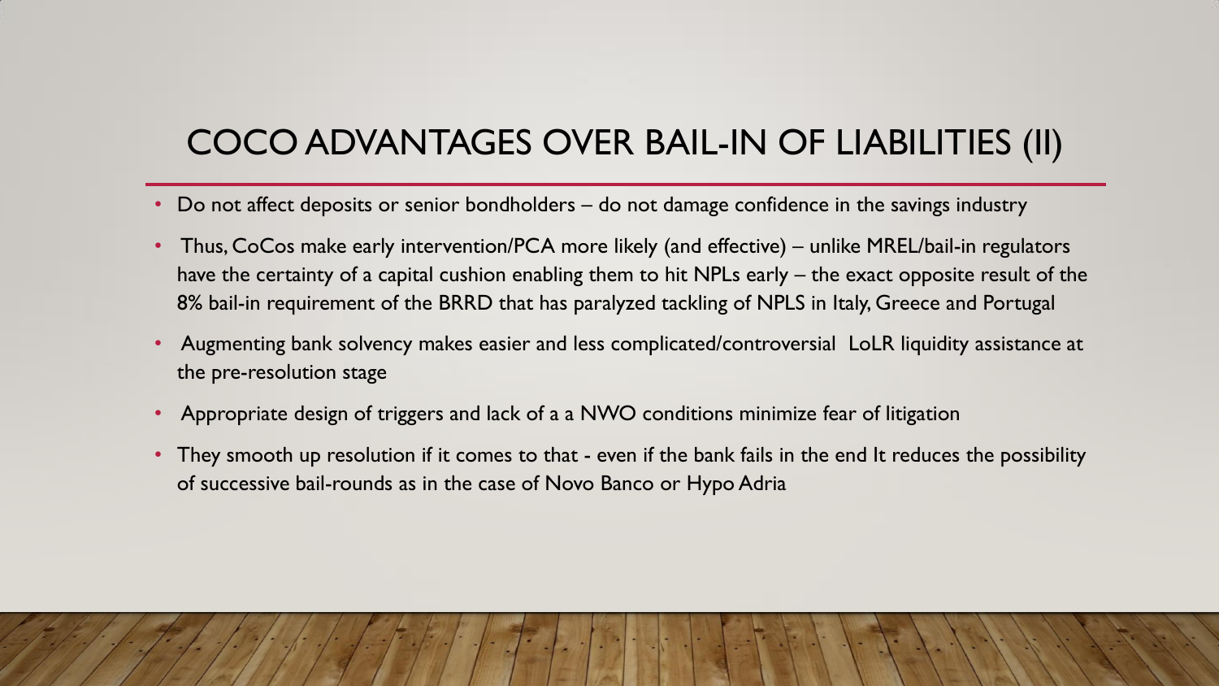# COCO ADVANTAGES OVER BAIL-IN OF LIABILITIES (II)

- Do not affect deposits or senior bondholders – do not damage confidence in the savings industry
- Thus, CoCos make early intervention/PCA more likely (and effective) – unlike MREL/bail-in regulators have the certainty of a capital cushion enabling them to hit NPLs early – the exact opposite result of the 8% bail-in requirement of the BRRD that has paralyzed tackling of NPLS in Italy, Greece and Portugal
- Augmenting bank solvency makes easier and less complicated/controversial LoLR liquidity assistance at the pre-resolution stage
- Appropriate design of triggers and lack of a a NWO conditions minimize fear of litigation
- They smooth up resolution if it comes to that - even if the bank fails in the end It reduces the possibility of successive bail-rounds as in the case of Novo Banco or Hypo Adria